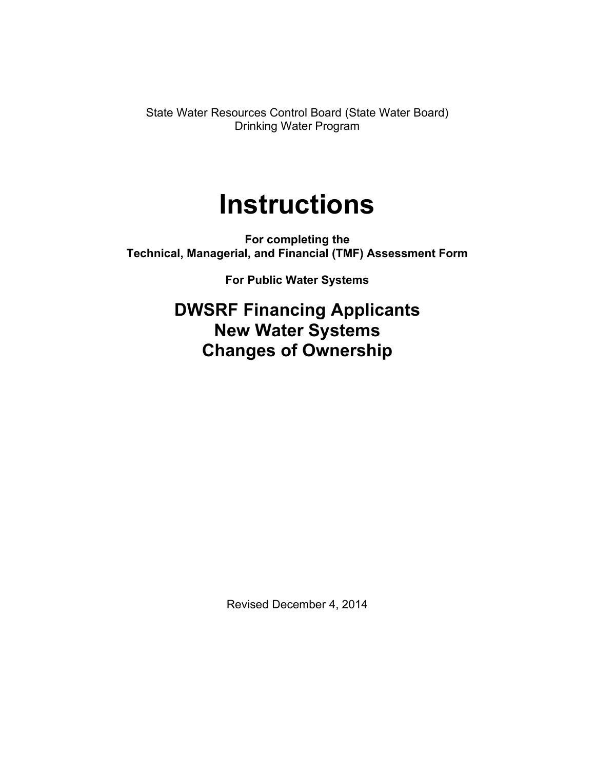State Water Resources Control Board (State Water Board)
Drinking Water Program

# Instructions

**For completing the**
**Technical, Managerial, and Financial (TMF) Assessment Form**

**For Public Water Systems**

## DWSRF Financing Applicants
## New Water Systems
## Changes of Ownership

Revised December 4, 2014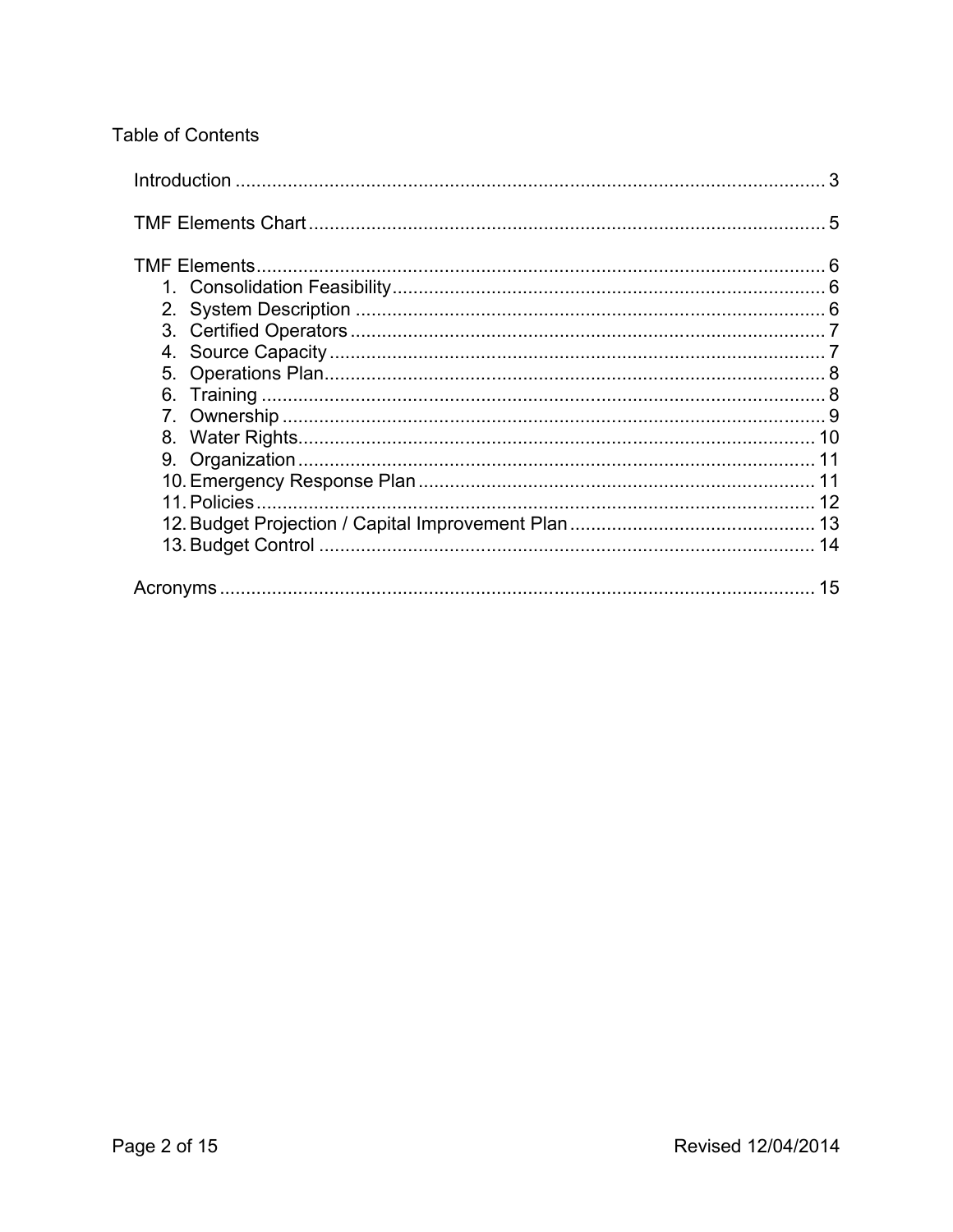# Table of Contents

Introduction ... 3

TMF Elements Chart ... 5

TMF Elements ... 6

1. Consolidation Feasibility ... 6
2. System Description ... 6
3. Certified Operators ... 7
4. Source Capacity ... 7
5. Operations Plan ... 8
6. Training ... 8
7. Ownership ... 9
8. Water Rights ... 10
9. Organization ... 11
10. Emergency Response Plan ... 11
11. Policies ... 12
12. Budget Projection / Capital Improvement Plan ... 13
13. Budget Control ... 14

Acronyms ... 15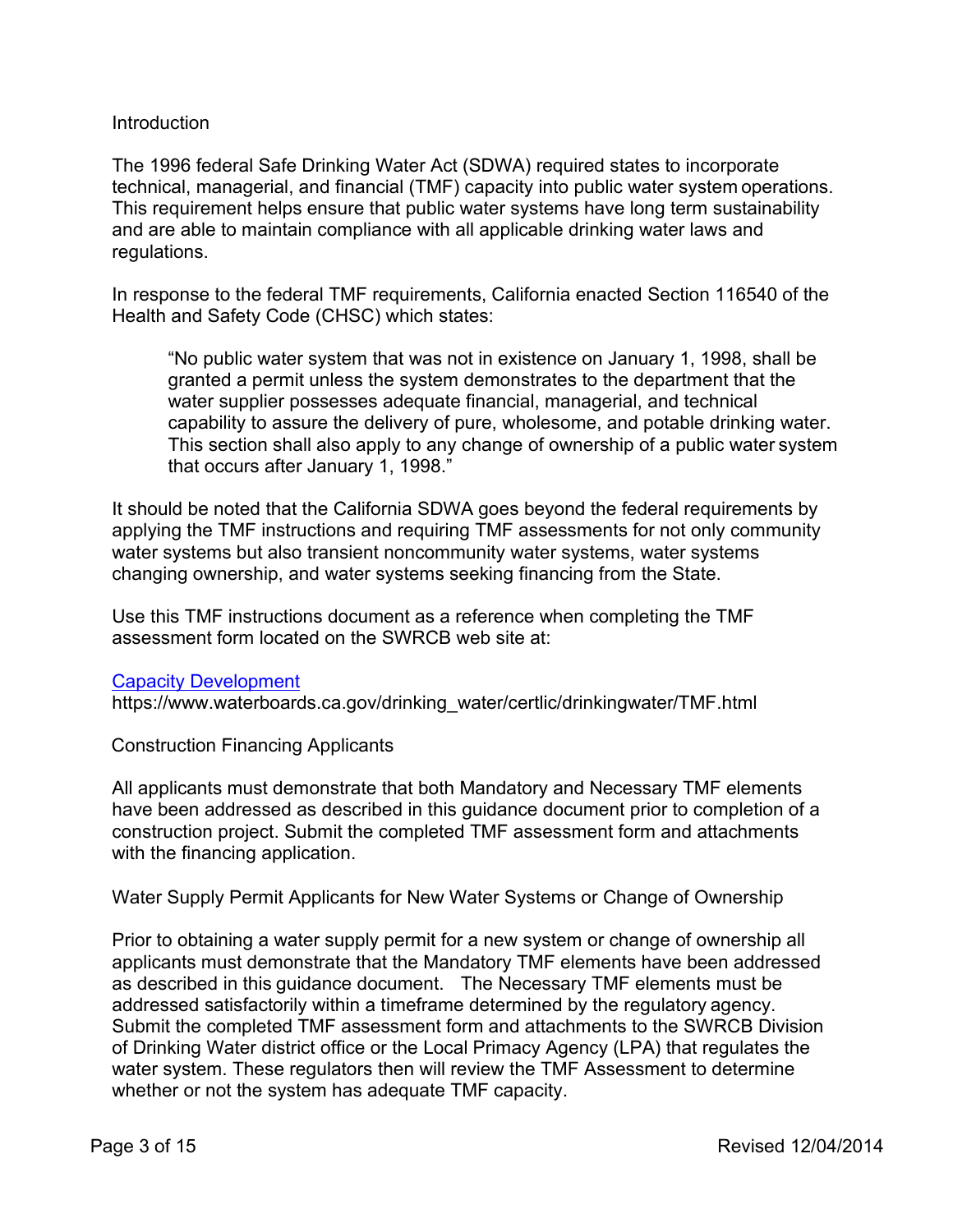## Introduction

The 1996 federal Safe Drinking Water Act (SDWA) required states to incorporate technical, managerial, and financial (TMF) capacity into public water system operations. This requirement helps ensure that public water systems have long term sustainability and are able to maintain compliance with all applicable drinking water laws and regulations.

In response to the federal TMF requirements, California enacted Section 116540 of the Health and Safety Code (CHSC) which states:

> "No public water system that was not in existence on January 1, 1998, shall be granted a permit unless the system demonstrates to the department that the water supplier possesses adequate financial, managerial, and technical capability to assure the delivery of pure, wholesome, and potable drinking water. This section shall also apply to any change of ownership of a public water system that occurs after January 1, 1998."

It should be noted that the California SDWA goes beyond the federal requirements by applying the TMF instructions and requiring TMF assessments for not only community water systems but also transient noncommunity water systems, water systems changing ownership, and water systems seeking financing from the State.

Use this TMF instructions document as a reference when completing the TMF assessment form located on the SWRCB web site at:

[Capacity Development](https://www.waterboards.ca.gov/drinking_water/certlic/drinkingwater/TMF.html)
https://www.waterboards.ca.gov/drinking_water/certlic/drinkingwater/TMF.html

## Construction Financing Applicants

All applicants must demonstrate that both Mandatory and Necessary TMF elements have been addressed as described in this guidance document prior to completion of a construction project. Submit the completed TMF assessment form and attachments with the financing application.

## Water Supply Permit Applicants for New Water Systems or Change of Ownership

Prior to obtaining a water supply permit for a new system or change of ownership all applicants must demonstrate that the Mandatory TMF elements have been addressed as described in this guidance document. The Necessary TMF elements must be addressed satisfactorily within a timeframe determined by the regulatory agency. Submit the completed TMF assessment form and attachments to the SWRCB Division of Drinking Water district office or the Local Primacy Agency (LPA) that regulates the water system. These regulators then will review the TMF Assessment to determine whether or not the system has adequate TMF capacity.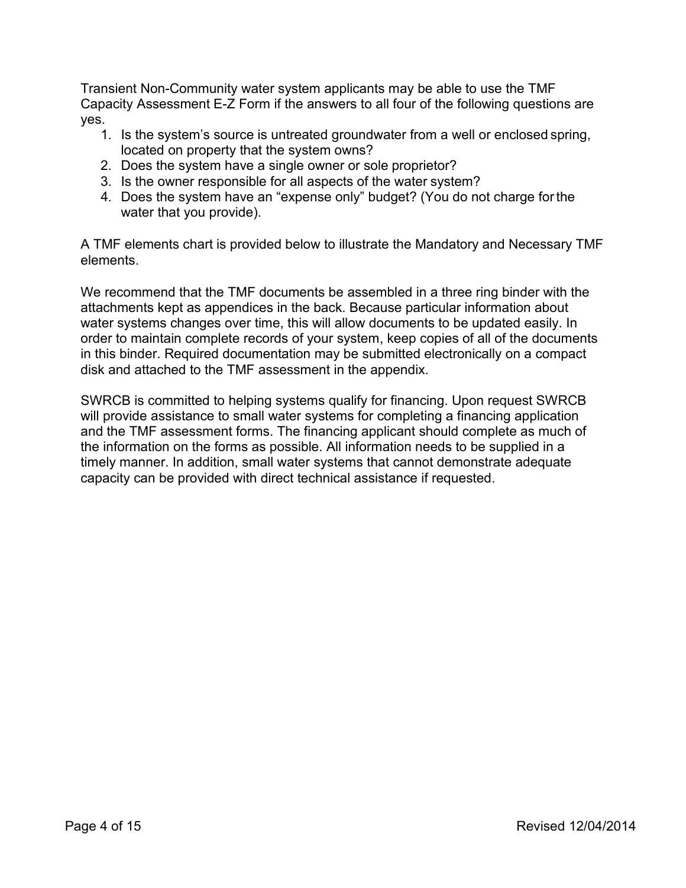Transient Non-Community water system applicants may be able to use the TMF Capacity Assessment E-Z Form if the answers to all four of the following questions are yes.

1. Is the system's source is untreated groundwater from a well or enclosed spring, located on property that the system owns?
2. Does the system have a single owner or sole proprietor?
3. Is the owner responsible for all aspects of the water system?
4. Does the system have an "expense only" budget? (You do not charge for the water that you provide).

A TMF elements chart is provided below to illustrate the Mandatory and Necessary TMF elements.

We recommend that the TMF documents be assembled in a three ring binder with the attachments kept as appendices in the back. Because particular information about water systems changes over time, this will allow documents to be updated easily. In order to maintain complete records of your system, keep copies of all of the documents in this binder. Required documentation may be submitted electronically on a compact disk and attached to the TMF assessment in the appendix.

SWRCB is committed to helping systems qualify for financing. Upon request SWRCB will provide assistance to small water systems for completing a financing application and the TMF assessment forms. The financing applicant should complete as much of the information on the forms as possible. All information needs to be supplied in a timely manner. In addition, small water systems that cannot demonstrate adequate capacity can be provided with direct technical assistance if requested.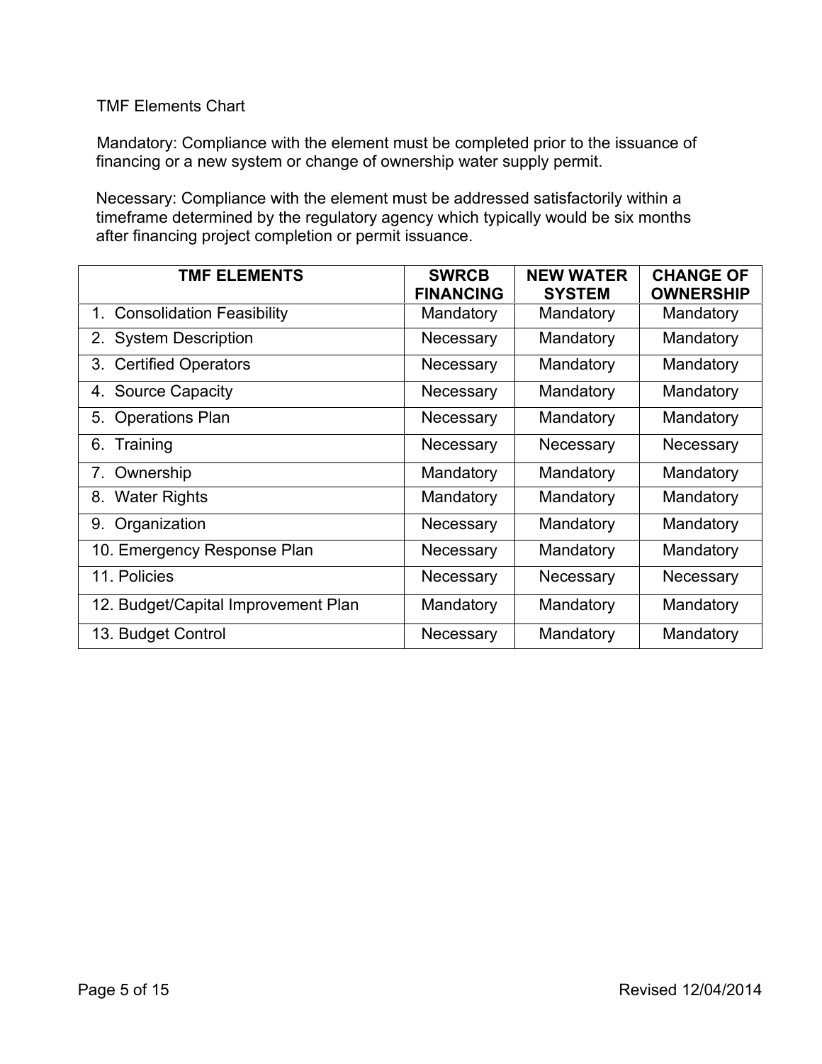TMF Elements Chart

Mandatory: Compliance with the element must be completed prior to the issuance of financing or a new system or change of ownership water supply permit.

Necessary: Compliance with the element must be addressed satisfactorily within a timeframe determined by the regulatory agency which typically would be six months after financing project completion or permit issuance.

| TMF ELEMENTS | SWRCB FINANCING | NEW WATER SYSTEM | CHANGE OF OWNERSHIP |
|---|---|---|---|
| 1. Consolidation Feasibility | Mandatory | Mandatory | Mandatory |
| 2. System Description | Necessary | Mandatory | Mandatory |
| 3. Certified Operators | Necessary | Mandatory | Mandatory |
| 4. Source Capacity | Necessary | Mandatory | Mandatory |
| 5. Operations Plan | Necessary | Mandatory | Mandatory |
| 6. Training | Necessary | Necessary | Necessary |
| 7. Ownership | Mandatory | Mandatory | Mandatory |
| 8. Water Rights | Mandatory | Mandatory | Mandatory |
| 9. Organization | Necessary | Mandatory | Mandatory |
| 10. Emergency Response Plan | Necessary | Mandatory | Mandatory |
| 11. Policies | Necessary | Necessary | Necessary |
| 12. Budget/Capital Improvement Plan | Mandatory | Mandatory | Mandatory |
| 13. Budget Control | Necessary | Mandatory | Mandatory |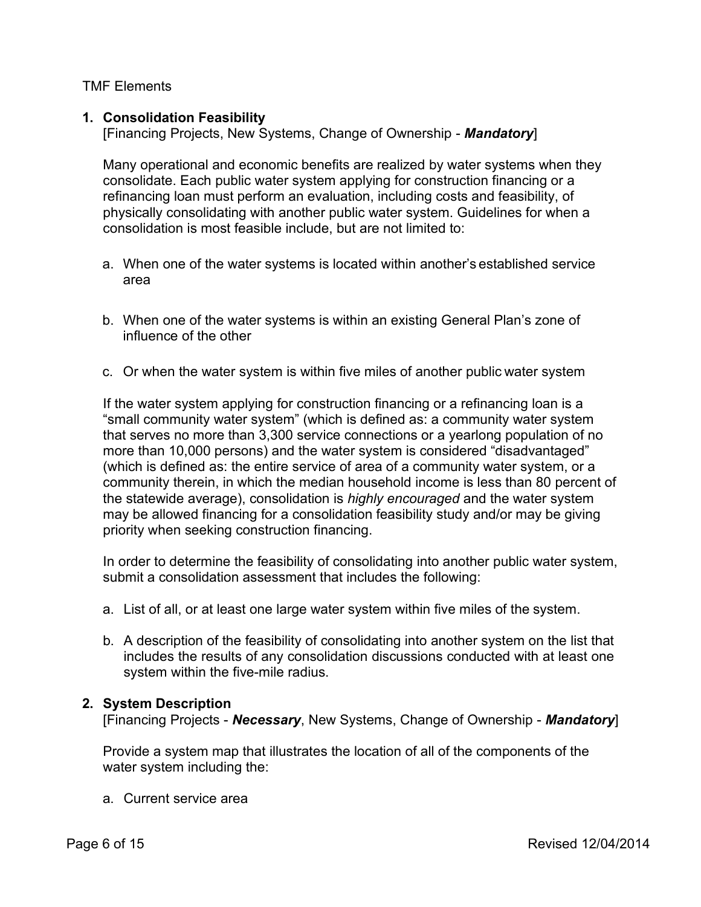TMF Elements

1. **Consolidation Feasibility**
   [Financing Projects, New Systems, Change of Ownership - ***Mandatory***]

   Many operational and economic benefits are realized by water systems when they consolidate. Each public water system applying for construction financing or a refinancing loan must perform an evaluation, including costs and feasibility, of physically consolidating with another public water system. Guidelines for when a consolidation is most feasible include, but are not limited to:

   a. When one of the water systems is located within another's established service area

   b. When one of the water systems is within an existing General Plan's zone of influence of the other

   c. Or when the water system is within five miles of another public water system

   If the water system applying for construction financing or a refinancing loan is a "small community water system" (which is defined as: a community water system that serves no more than 3,300 service connections or a yearlong population of no more than 10,000 persons) and the water system is considered "disadvantaged" (which is defined as: the entire service of area of a community water system, or a community therein, in which the median household income is less than 80 percent of the statewide average), consolidation is *highly encouraged* and the water system may be allowed financing for a consolidation feasibility study and/or may be giving priority when seeking construction financing.

   In order to determine the feasibility of consolidating into another public water system, submit a consolidation assessment that includes the following:

   a. List of all, or at least one large water system within five miles of the system.

   b. A description of the feasibility of consolidating into another system on the list that includes the results of any consolidation discussions conducted with at least one system within the five-mile radius.

2. **System Description**
   [Financing Projects - ***Necessary***, New Systems, Change of Ownership - ***Mandatory***]

   Provide a system map that illustrates the location of all of the components of the water system including the:

   a. Current service area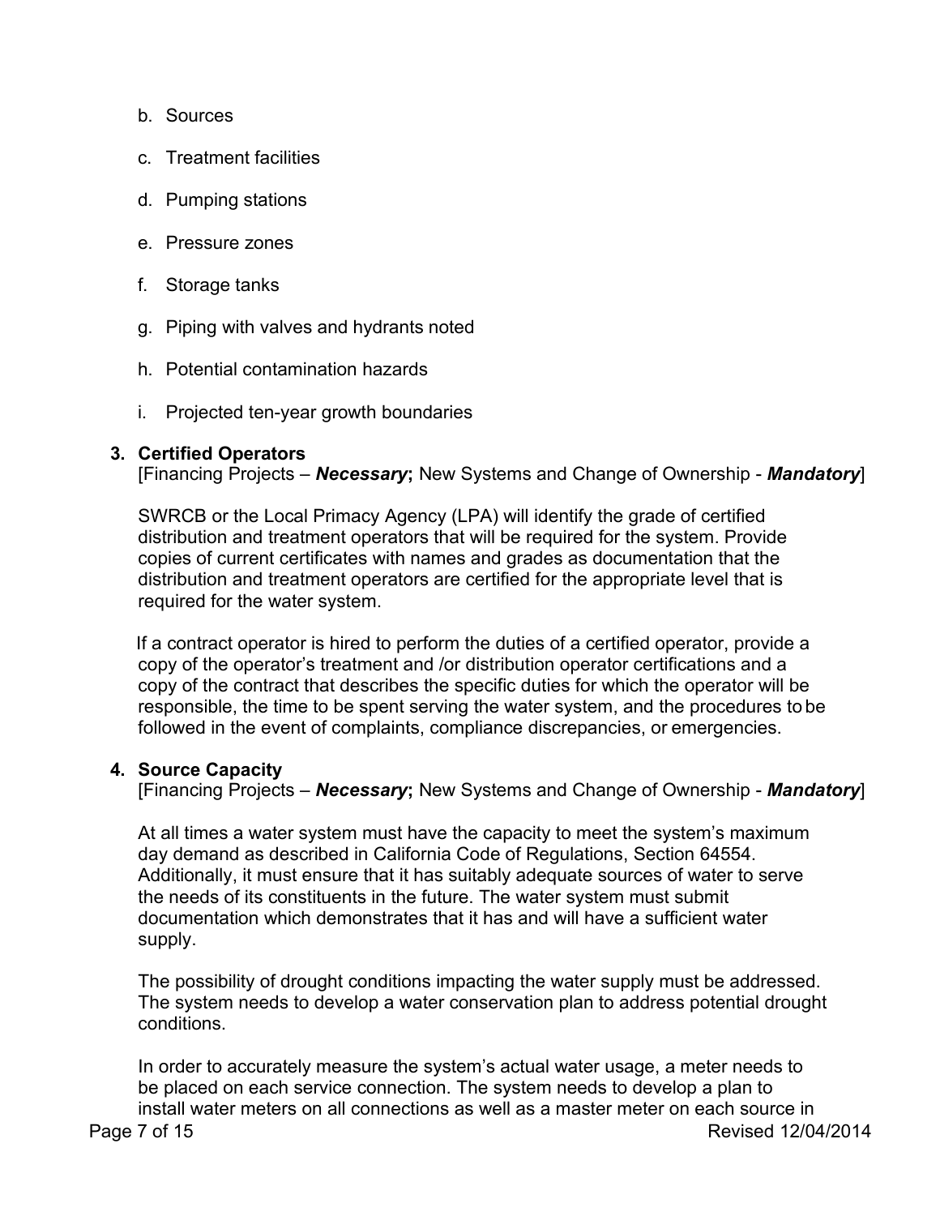b. Sources

c. Treatment facilities

d. Pumping stations

e. Pressure zones

f. Storage tanks

g. Piping with valves and hydrants noted

h. Potential contamination hazards

i. Projected ten-year growth boundaries

**3. Certified Operators**

[Financing Projects – ***Necessary*****;** New Systems and Change of Ownership - ***Mandatory***]

SWRCB or the Local Primacy Agency (LPA) will identify the grade of certified distribution and treatment operators that will be required for the system. Provide copies of current certificates with names and grades as documentation that the distribution and treatment operators are certified for the appropriate level that is required for the water system.

If a contract operator is hired to perform the duties of a certified operator, provide a copy of the operator's treatment and /or distribution operator certifications and a copy of the contract that describes the specific duties for which the operator will be responsible, the time to be spent serving the water system, and the procedures to be followed in the event of complaints, compliance discrepancies, or emergencies.

**4. Source Capacity**

[Financing Projects – ***Necessary*****;** New Systems and Change of Ownership - ***Mandatory***]

At all times a water system must have the capacity to meet the system's maximum day demand as described in California Code of Regulations, Section 64554. Additionally, it must ensure that it has suitably adequate sources of water to serve the needs of its constituents in the future. The water system must submit documentation which demonstrates that it has and will have a sufficient water supply.

The possibility of drought conditions impacting the water supply must be addressed. The system needs to develop a water conservation plan to address potential drought conditions.

In order to accurately measure the system's actual water usage, a meter needs to be placed on each service connection. The system needs to develop a plan to install water meters on all connections as well as a master meter on each source in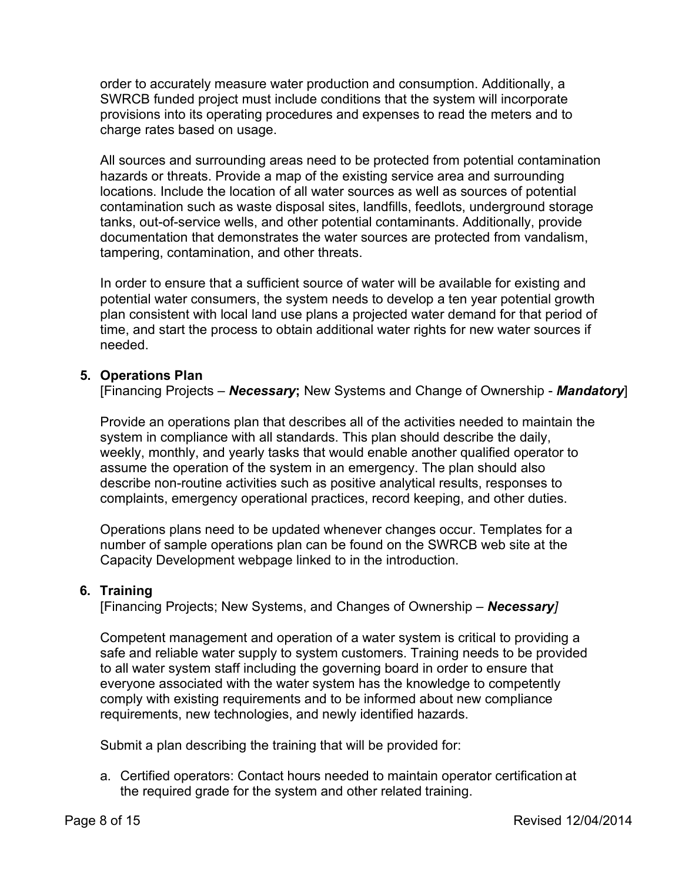order to accurately measure water production and consumption. Additionally, a SWRCB funded project must include conditions that the system will incorporate provisions into its operating procedures and expenses to read the meters and to charge rates based on usage.

All sources and surrounding areas need to be protected from potential contamination hazards or threats. Provide a map of the existing service area and surrounding locations. Include the location of all water sources as well as sources of potential contamination such as waste disposal sites, landfills, feedlots, underground storage tanks, out-of-service wells, and other potential contaminants. Additionally, provide documentation that demonstrates the water sources are protected from vandalism, tampering, contamination, and other threats.

In order to ensure that a sufficient source of water will be available for existing and potential water consumers, the system needs to develop a ten year potential growth plan consistent with local land use plans a projected water demand for that period of time, and start the process to obtain additional water rights for new water sources if needed.

### 5. Operations Plan

[Financing Projects – ***Necessary*****;** New Systems and Change of Ownership - ***Mandatory***]

Provide an operations plan that describes all of the activities needed to maintain the system in compliance with all standards. This plan should describe the daily, weekly, monthly, and yearly tasks that would enable another qualified operator to assume the operation of the system in an emergency. The plan should also describe non-routine activities such as positive analytical results, responses to complaints, emergency operational practices, record keeping, and other duties.

Operations plans need to be updated whenever changes occur. Templates for a number of sample operations plan can be found on the SWRCB web site at the Capacity Development webpage linked to in the introduction.

### 6. Training

[Financing Projects; New Systems, and Changes of Ownership – ***Necessary]***

Competent management and operation of a water system is critical to providing a safe and reliable water supply to system customers. Training needs to be provided to all water system staff including the governing board in order to ensure that everyone associated with the water system has the knowledge to competently comply with existing requirements and to be informed about new compliance requirements, new technologies, and newly identified hazards.

Submit a plan describing the training that will be provided for:

a. Certified operators: Contact hours needed to maintain operator certification at the required grade for the system and other related training.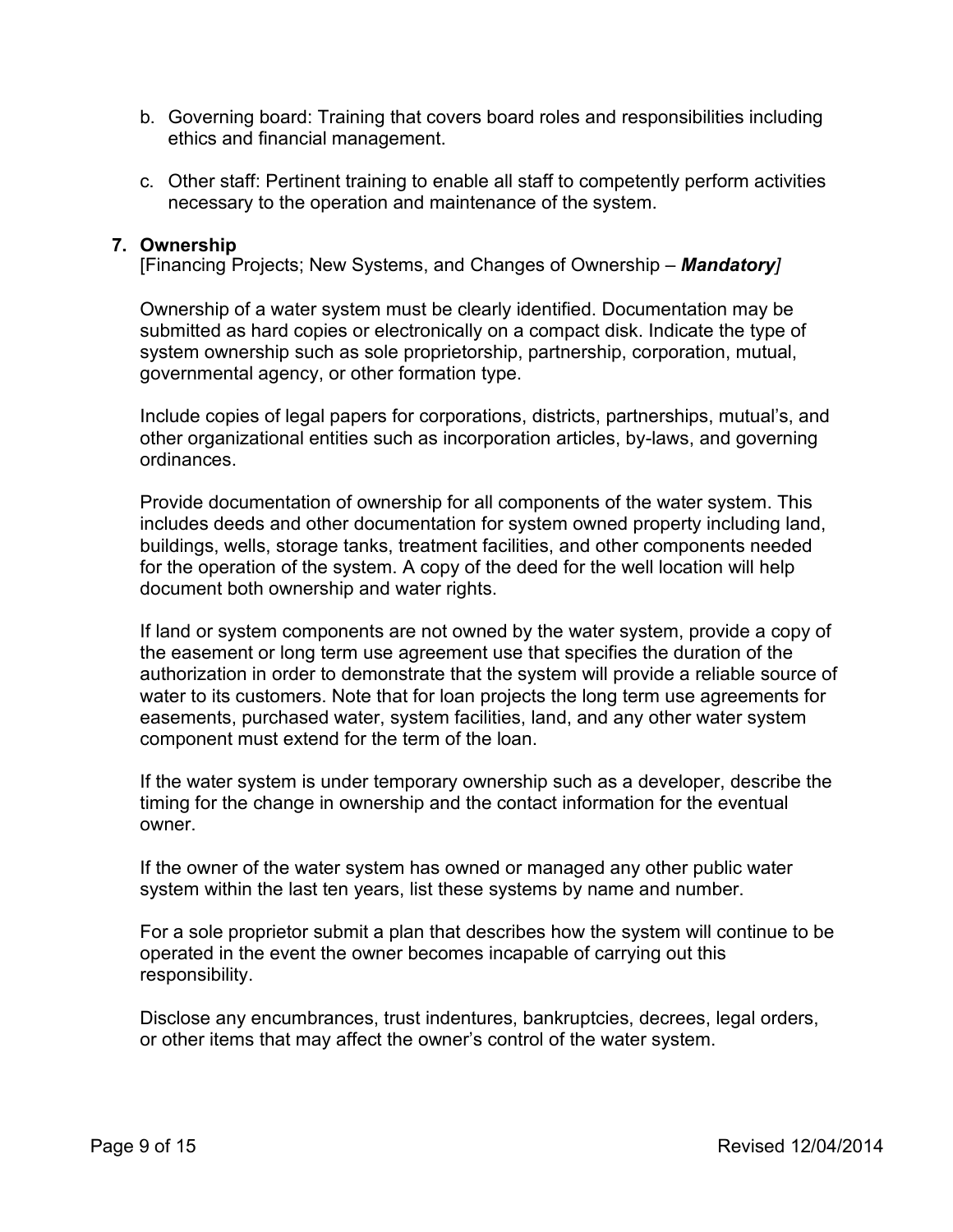b. Governing board: Training that covers board roles and responsibilities including ethics and financial management.

c. Other staff: Pertinent training to enable all staff to competently perform activities necessary to the operation and maintenance of the system.

**7. Ownership**

[Financing Projects; New Systems, and Changes of Ownership – ***Mandatory***]

Ownership of a water system must be clearly identified. Documentation may be submitted as hard copies or electronically on a compact disk. Indicate the type of system ownership such as sole proprietorship, partnership, corporation, mutual, governmental agency, or other formation type.

Include copies of legal papers for corporations, districts, partnerships, mutual's, and other organizational entities such as incorporation articles, by-laws, and governing ordinances.

Provide documentation of ownership for all components of the water system. This includes deeds and other documentation for system owned property including land, buildings, wells, storage tanks, treatment facilities, and other components needed for the operation of the system. A copy of the deed for the well location will help document both ownership and water rights.

If land or system components are not owned by the water system, provide a copy of the easement or long term use agreement use that specifies the duration of the authorization in order to demonstrate that the system will provide a reliable source of water to its customers. Note that for loan projects the long term use agreements for easements, purchased water, system facilities, land, and any other water system component must extend for the term of the loan.

If the water system is under temporary ownership such as a developer, describe the timing for the change in ownership and the contact information for the eventual owner.

If the owner of the water system has owned or managed any other public water system within the last ten years, list these systems by name and number.

For a sole proprietor submit a plan that describes how the system will continue to be operated in the event the owner becomes incapable of carrying out this responsibility.

Disclose any encumbrances, trust indentures, bankruptcies, decrees, legal orders, or other items that may affect the owner's control of the water system.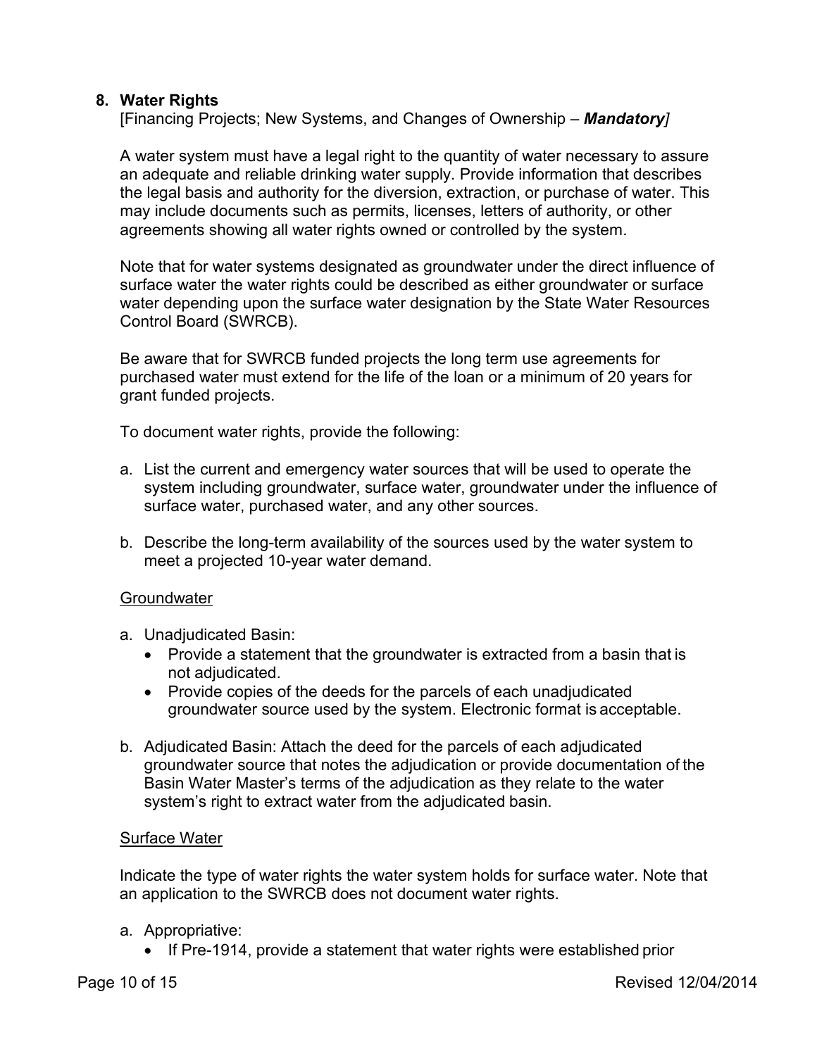## 8. Water Rights

[Financing Projects; New Systems, and Changes of Ownership – ***Mandatory***]

A water system must have a legal right to the quantity of water necessary to assure an adequate and reliable drinking water supply. Provide information that describes the legal basis and authority for the diversion, extraction, or purchase of water. This may include documents such as permits, licenses, letters of authority, or other agreements showing all water rights owned or controlled by the system.

Note that for water systems designated as groundwater under the direct influence of surface water the water rights could be described as either groundwater or surface water depending upon the surface water designation by the State Water Resources Control Board (SWRCB).

Be aware that for SWRCB funded projects the long term use agreements for purchased water must extend for the life of the loan or a minimum of 20 years for grant funded projects.

To document water rights, provide the following:

a. List the current and emergency water sources that will be used to operate the system including groundwater, surface water, groundwater under the influence of surface water, purchased water, and any other sources.

b. Describe the long-term availability of the sources used by the water system to meet a projected 10-year water demand.

<u>Groundwater</u>

a. Unadjudicated Basin:
   - Provide a statement that the groundwater is extracted from a basin that is not adjudicated.
   - Provide copies of the deeds for the parcels of each unadjudicated groundwater source used by the system. Electronic format is acceptable.

b. Adjudicated Basin: Attach the deed for the parcels of each adjudicated groundwater source that notes the adjudication or provide documentation of the Basin Water Master's terms of the adjudication as they relate to the water system's right to extract water from the adjudicated basin.

<u>Surface Water</u>

Indicate the type of water rights the water system holds for surface water. Note that an application to the SWRCB does not document water rights.

a. Appropriative:
   - If Pre-1914, provide a statement that water rights were established prior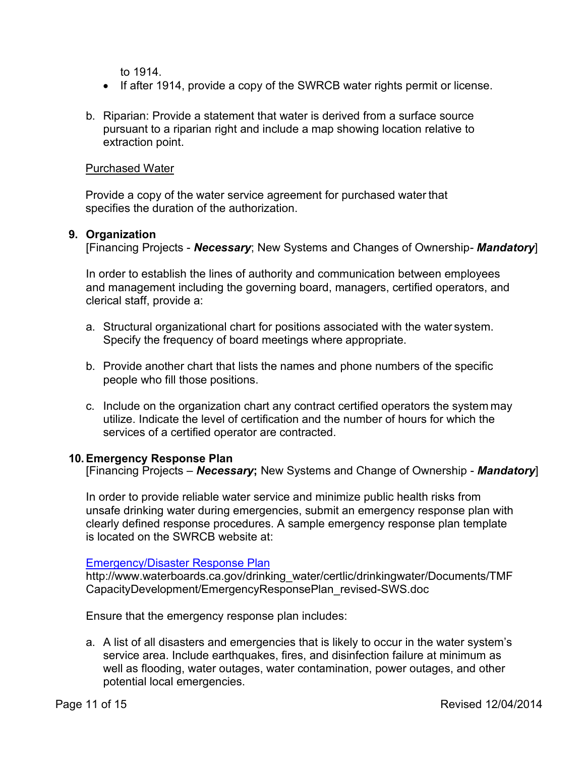to 1914.

- If after 1914, provide a copy of the SWRCB water rights permit or license.

b. Riparian: Provide a statement that water is derived from a surface source pursuant to a riparian right and include a map showing location relative to extraction point.

Purchased Water

Provide a copy of the water service agreement for purchased water that specifies the duration of the authorization.

**9. Organization**
[Financing Projects - ***Necessary***; New Systems and Changes of Ownership- ***Mandatory***]

In order to establish the lines of authority and communication between employees and management including the governing board, managers, certified operators, and clerical staff, provide a:

a. Structural organizational chart for positions associated with the water system. Specify the frequency of board meetings where appropriate.

b. Provide another chart that lists the names and phone numbers of the specific people who fill those positions.

c. Include on the organization chart any contract certified operators the system may utilize. Indicate the level of certification and the number of hours for which the services of a certified operator are contracted.

**10. Emergency Response Plan**
[Financing Projects – ***Necessary*;** New Systems and Change of Ownership - ***Mandatory***]

In order to provide reliable water service and minimize public health risks from unsafe drinking water during emergencies, submit an emergency response plan with clearly defined response procedures. A sample emergency response plan template is located on the SWRCB website at:

Emergency/Disaster Response Plan
http://www.waterboards.ca.gov/drinking_water/certlic/drinkingwater/Documents/TMFCapacityDevelopment/EmergencyResponsePlan_revised-SWS.doc

Ensure that the emergency response plan includes:

a. A list of all disasters and emergencies that is likely to occur in the water system's service area. Include earthquakes, fires, and disinfection failure at minimum as well as flooding, water outages, water contamination, power outages, and other potential local emergencies.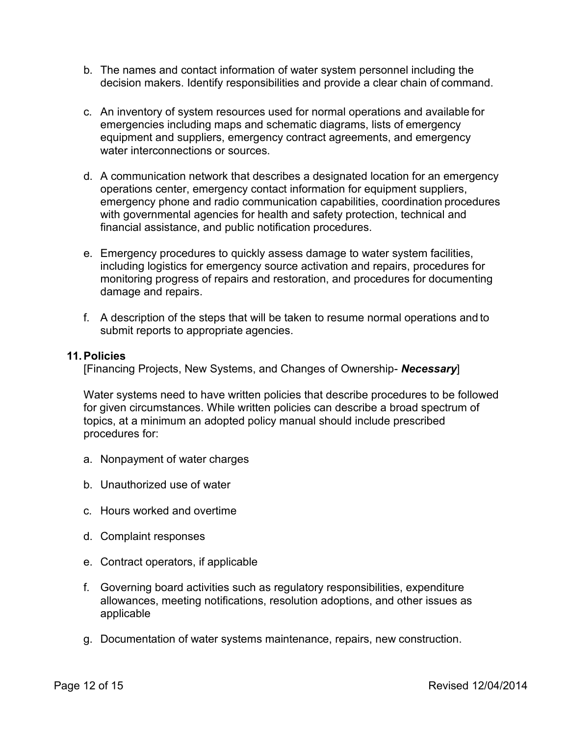b. The names and contact information of water system personnel including the decision makers. Identify responsibilities and provide a clear chain of command.

c. An inventory of system resources used for normal operations and available for emergencies including maps and schematic diagrams, lists of emergency equipment and suppliers, emergency contract agreements, and emergency water interconnections or sources.

d. A communication network that describes a designated location for an emergency operations center, emergency contact information for equipment suppliers, emergency phone and radio communication capabilities, coordination procedures with governmental agencies for health and safety protection, technical and financial assistance, and public notification procedures.

e. Emergency procedures to quickly assess damage to water system facilities, including logistics for emergency source activation and repairs, procedures for monitoring progress of repairs and restoration, and procedures for documenting damage and repairs.

f. A description of the steps that will be taken to resume normal operations and to submit reports to appropriate agencies.

## 11. Policies

[Financing Projects, New Systems, and Changes of Ownership- ***Necessary***]

Water systems need to have written policies that describe procedures to be followed for given circumstances. While written policies can describe a broad spectrum of topics, at a minimum an adopted policy manual should include prescribed procedures for:

a. Nonpayment of water charges

b. Unauthorized use of water

c. Hours worked and overtime

d. Complaint responses

e. Contract operators, if applicable

f. Governing board activities such as regulatory responsibilities, expenditure allowances, meeting notifications, resolution adoptions, and other issues as applicable

g. Documentation of water systems maintenance, repairs, new construction.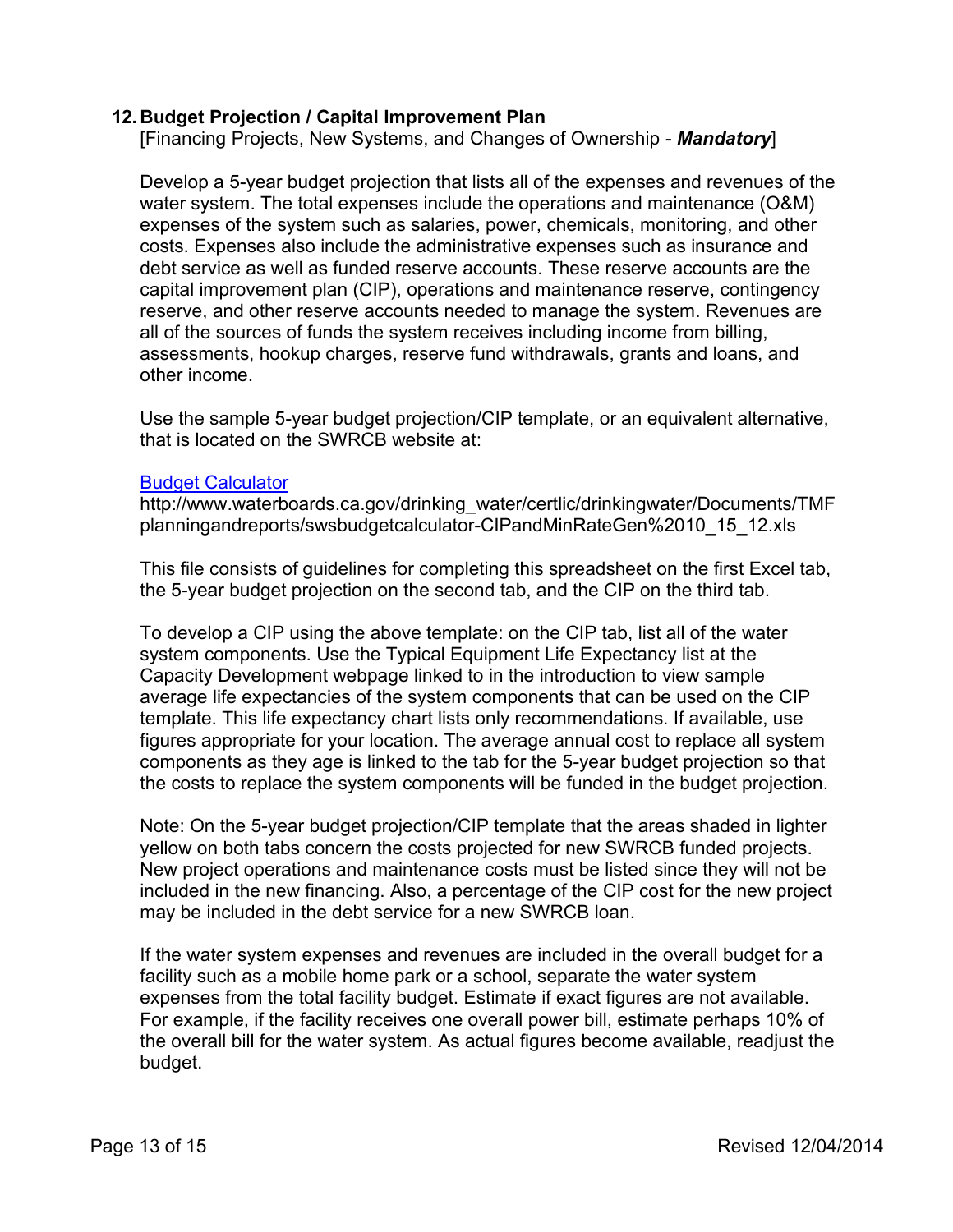## 12. Budget Projection / Capital Improvement Plan

[Financing Projects, New Systems, and Changes of Ownership - ***Mandatory***]

Develop a 5-year budget projection that lists all of the expenses and revenues of the water system. The total expenses include the operations and maintenance (O&M) expenses of the system such as salaries, power, chemicals, monitoring, and other costs. Expenses also include the administrative expenses such as insurance and debt service as well as funded reserve accounts. These reserve accounts are the capital improvement plan (CIP), operations and maintenance reserve, contingency reserve, and other reserve accounts needed to manage the system. Revenues are all of the sources of funds the system receives including income from billing, assessments, hookup charges, reserve fund withdrawals, grants and loans, and other income.

Use the sample 5-year budget projection/CIP template, or an equivalent alternative, that is located on the SWRCB website at:

[Budget Calculator](http://www.waterboards.ca.gov/drinking_water/certlic/drinkingwater/Documents/TMFplanningandreports/swsbudgetcalculator-CIPandMinRateGen%2010_15_12.xls)
http://www.waterboards.ca.gov/drinking_water/certlic/drinkingwater/Documents/TMFplanningandreports/swsbudgetcalculator-CIPandMinRateGen%2010_15_12.xls

This file consists of guidelines for completing this spreadsheet on the first Excel tab, the 5-year budget projection on the second tab, and the CIP on the third tab.

To develop a CIP using the above template: on the CIP tab, list all of the water system components. Use the Typical Equipment Life Expectancy list at the Capacity Development webpage linked to in the introduction to view sample average life expectancies of the system components that can be used on the CIP template. This life expectancy chart lists only recommendations. If available, use figures appropriate for your location. The average annual cost to replace all system components as they age is linked to the tab for the 5-year budget projection so that the costs to replace the system components will be funded in the budget projection.

Note: On the 5-year budget projection/CIP template that the areas shaded in lighter yellow on both tabs concern the costs projected for new SWRCB funded projects. New project operations and maintenance costs must be listed since they will not be included in the new financing. Also, a percentage of the CIP cost for the new project may be included in the debt service for a new SWRCB loan.

If the water system expenses and revenues are included in the overall budget for a facility such as a mobile home park or a school, separate the water system expenses from the total facility budget. Estimate if exact figures are not available. For example, if the facility receives one overall power bill, estimate perhaps 10% of the overall bill for the water system. As actual figures become available, readjust the budget.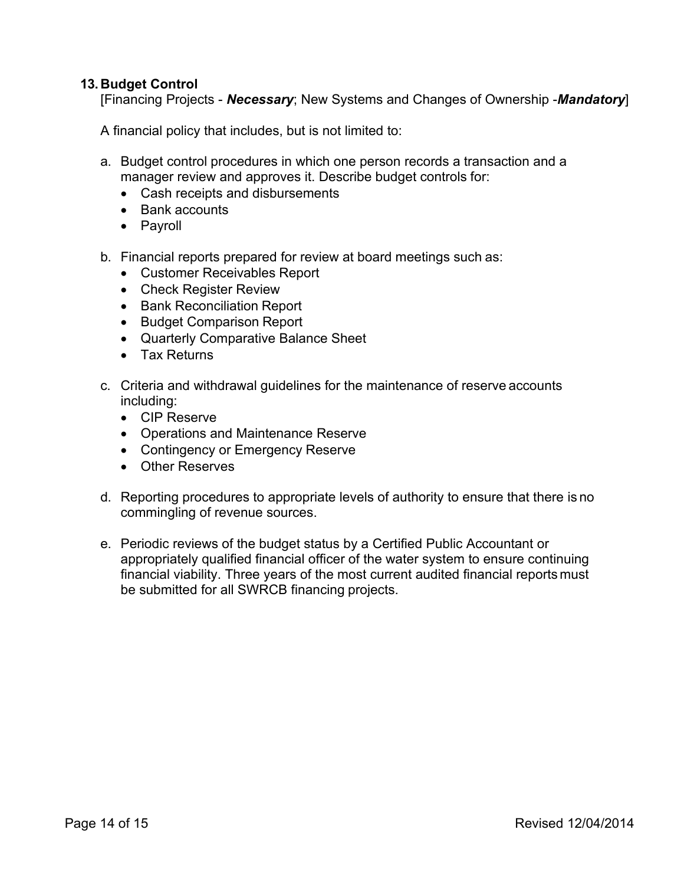## 13. Budget Control

[Financing Projects - ***Necessary***; New Systems and Changes of Ownership -***Mandatory***]

A financial policy that includes, but is not limited to:

a. Budget control procedures in which one person records a transaction and a manager review and approves it. Describe budget controls for:
   - Cash receipts and disbursements
   - Bank accounts
   - Payroll

b. Financial reports prepared for review at board meetings such as:
   - Customer Receivables Report
   - Check Register Review
   - Bank Reconciliation Report
   - Budget Comparison Report
   - Quarterly Comparative Balance Sheet
   - Tax Returns

c. Criteria and withdrawal guidelines for the maintenance of reserve accounts including:
   - CIP Reserve
   - Operations and Maintenance Reserve
   - Contingency or Emergency Reserve
   - Other Reserves

d. Reporting procedures to appropriate levels of authority to ensure that there is no commingling of revenue sources.

e. Periodic reviews of the budget status by a Certified Public Accountant or appropriately qualified financial officer of the water system to ensure continuing financial viability. Three years of the most current audited financial reports must be submitted for all SWRCB financing projects.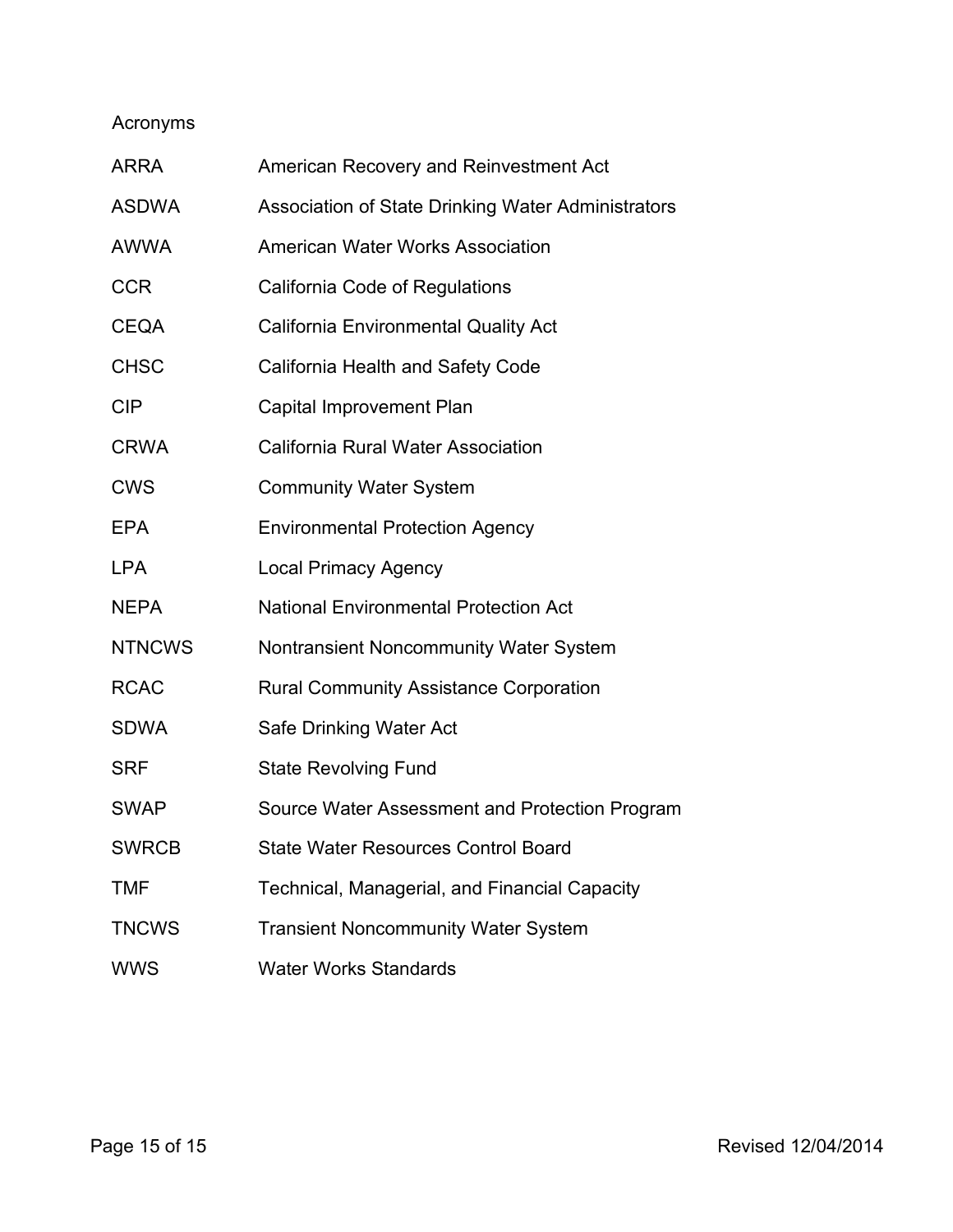## Acronyms

| | |
|---|---|
| ARRA | American Recovery and Reinvestment Act |
| ASDWA | Association of State Drinking Water Administrators |
| AWWA | American Water Works Association |
| CCR | California Code of Regulations |
| CEQA | California Environmental Quality Act |
| CHSC | California Health and Safety Code |
| CIP | Capital Improvement Plan |
| CRWA | California Rural Water Association |
| CWS | Community Water System |
| EPA | Environmental Protection Agency |
| LPA | Local Primacy Agency |
| NEPA | National Environmental Protection Act |
| NTNCWS | Nontransient Noncommunity Water System |
| RCAC | Rural Community Assistance Corporation |
| SDWA | Safe Drinking Water Act |
| SRF | State Revolving Fund |
| SWAP | Source Water Assessment and Protection Program |
| SWRCB | State Water Resources Control Board |
| TMF | Technical, Managerial, and Financial Capacity |
| TNCWS | Transient Noncommunity Water System |
| WWS | Water Works Standards |